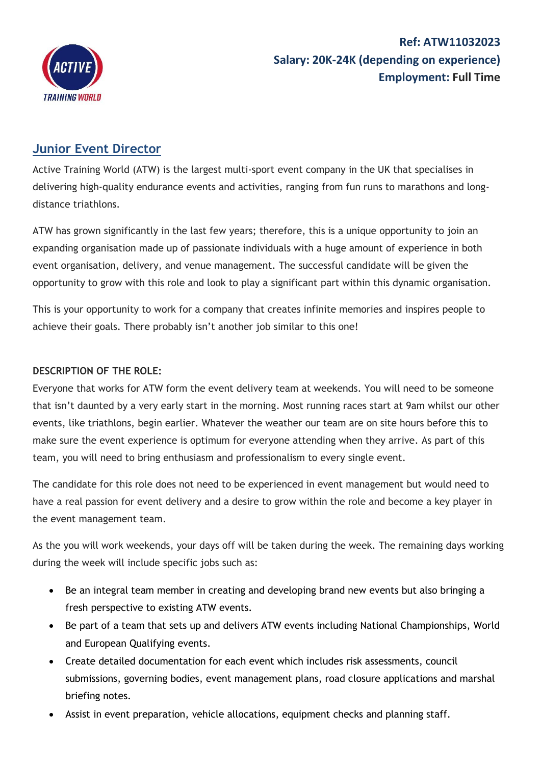**Ref: ATW11032023**
**Salary: 20K-24K (depending on experience)**
**Employment: Full Time**

## Junior Event Director

Active Training World (ATW) is the largest multi-sport event company in the UK that specialises in delivering high-quality endurance events and activities, ranging from fun runs to marathons and long-distance triathlons.

ATW has grown significantly in the last few years; therefore, this is a unique opportunity to join an expanding organisation made up of passionate individuals with a huge amount of experience in both event organisation, delivery, and venue management. The successful candidate will be given the opportunity to grow with this role and look to play a significant part within this dynamic organisation.

This is your opportunity to work for a company that creates infinite memories and inspires people to achieve their goals. There probably isn't another job similar to this one!

**DESCRIPTION OF THE ROLE:**

Everyone that works for ATW form the event delivery team at weekends. You will need to be someone that isn't daunted by a very early start in the morning. Most running races start at 9am whilst our other events, like triathlons, begin earlier. Whatever the weather our team are on site hours before this to make sure the event experience is optimum for everyone attending when they arrive. As part of this team, you will need to bring enthusiasm and professionalism to every single event.

The candidate for this role does not need to be experienced in event management but would need to have a real passion for event delivery and a desire to grow within the role and become a key player in the event management team.

As the you will work weekends, your days off will be taken during the week. The remaining days working during the week will include specific jobs such as:

- Be an integral team member in creating and developing brand new events but also bringing a fresh perspective to existing ATW events.
- Be part of a team that sets up and delivers ATW events including National Championships, World and European Qualifying events.
- Create detailed documentation for each event which includes risk assessments, council submissions, governing bodies, event management plans, road closure applications and marshal briefing notes.
- Assist in event preparation, vehicle allocations, equipment checks and planning staff.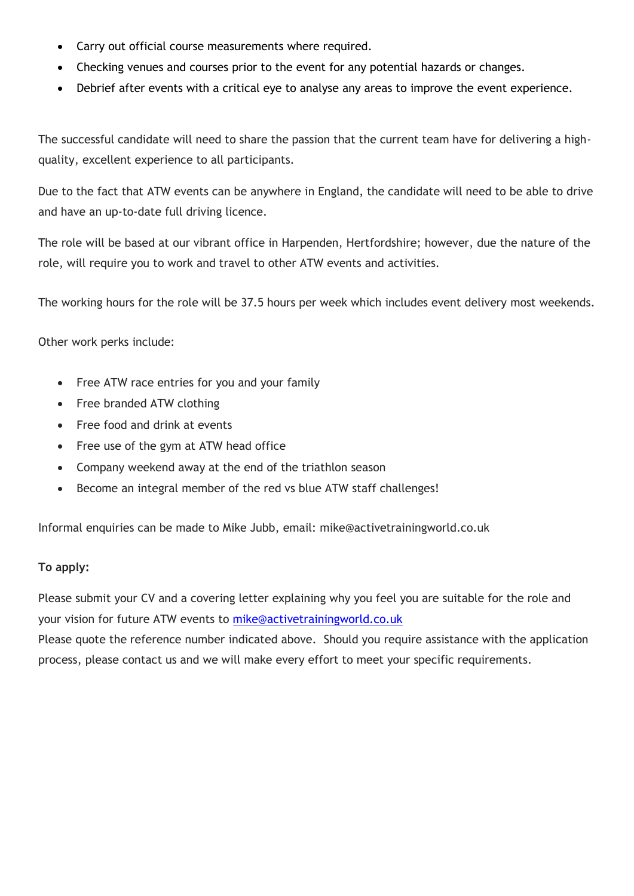- Carry out official course measurements where required.
- Checking venues and courses prior to the event for any potential hazards or changes.
- Debrief after events with a critical eye to analyse any areas to improve the event experience.

The successful candidate will need to share the passion that the current team have for delivering a high-quality, excellent experience to all participants.

Due to the fact that ATW events can be anywhere in England, the candidate will need to be able to drive and have an up-to-date full driving licence.

The role will be based at our vibrant office in Harpenden, Hertfordshire; however, due the nature of the role, will require you to work and travel to other ATW events and activities.

The working hours for the role will be 37.5 hours per week which includes event delivery most weekends.

Other work perks include:

- Free ATW race entries for you and your family
- Free branded ATW clothing
- Free food and drink at events
- Free use of the gym at ATW head office
- Company weekend away at the end of the triathlon season
- Become an integral member of the red vs blue ATW staff challenges!

Informal enquiries can be made to Mike Jubb, email: mike@activetrainingworld.co.uk

**To apply:**

Please submit your CV and a covering letter explaining why you feel you are suitable for the role and your vision for future ATW events to [mike@activetrainingworld.co.uk](mailto:mike@activetrainingworld.co.uk)
Please quote the reference number indicated above. Should you require assistance with the application process, please contact us and we will make every effort to meet your specific requirements.